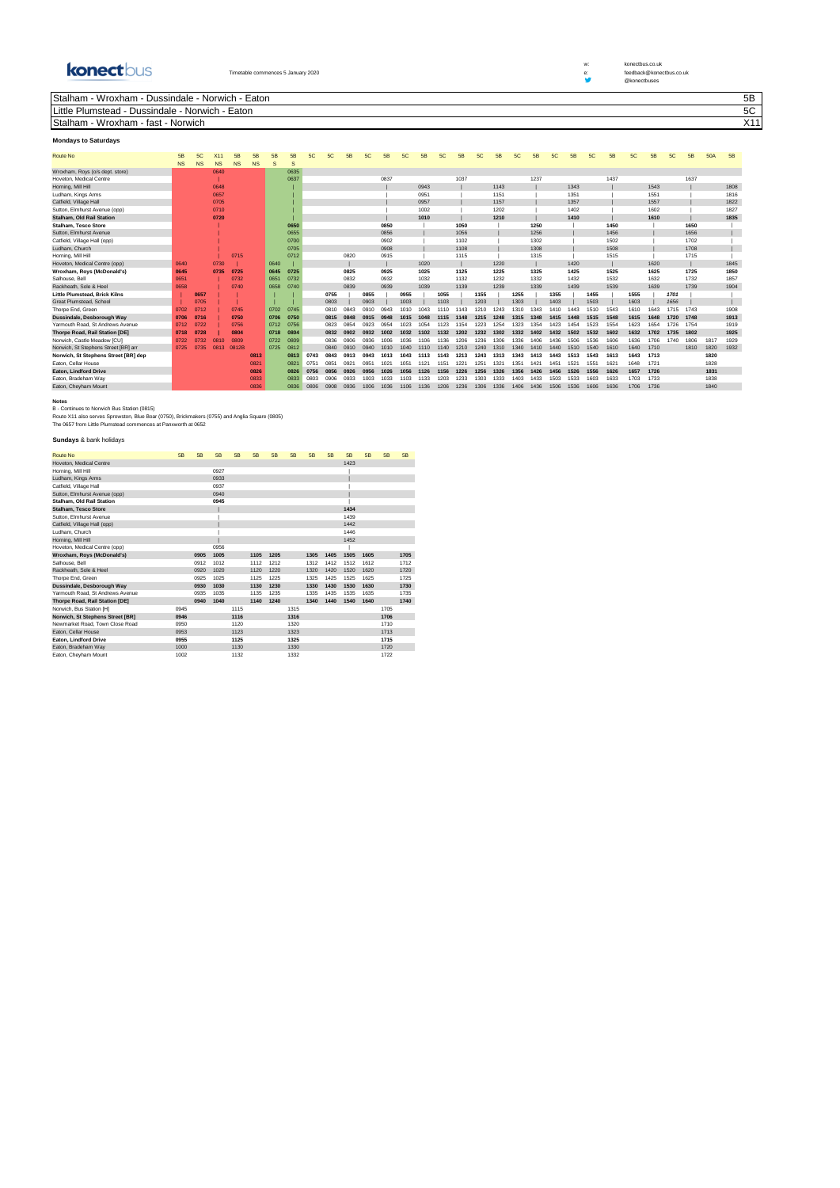**konect**bus

Timetable commences 5 January 2020

w: konectbus.co.uk
e: feedback@konectbus.co.uk
@konectbuses

| Route | No |
|---|---|
| Stalham - Wroxham - Dussindale - Norwich - Eaton | 5B |
| Little Plumstead - Dussindale - Norwich - Eaton | 5C |
| Stalham - Wroxham - fast - Norwich | X11 |

**Mondays to Saturdays**

| Route No | 5B | 5C | X11 | 5B | 5B | 5B | 5B | 5C | 5C | 5B | 5C | 5B | 5C | 5B | 5C | 5B | 5C | 5B | 5C | 5B | 5C | 5B | 5C | 5B | 5C | 5B | 5C | 5B | 50A | 5B |
|---|---|---|---|---|---|---|---|---|---|---|---|---|---|---|---|---|---|---|---|---|---|---|---|---|---|---|---|---|---|---|
| | NS | NS | NS | NS | NS | S | S | | | | | | | | | | | | | | | | | | | | | | | |
| Wroxham, Roys (o/s dept. store) | | | 0640 | | | | 0635 | | | | | | | | | | | | | | | | | | | | | | | |
| Hoveton, Medical Centre | | | \| | | | | 0637 | | | | | 0837 | | | | 1037 | | | | 1237 | | | | 1437 | | | | 1637 | | |
| Horning, Mill Hill | | | 0648 | | | | \| | | | | | \| | | 0943 | | \| | | 1143 | | \| | | 1343 | | \| | | 1543 | | \| | | 1808 |
| Ludham, Kings Arms | | | 0657 | | | | \| | | | | | \| | | 0951 | | \| | | 1151 | | \| | | 1351 | | \| | | 1551 | | \| | | 1816 |
| Catfield, Village Hall | | | 0705 | | | | \| | | | | | \| | | 0957 | | \| | | 1157 | | \| | | 1357 | | \| | | 1557 | | \| | | 1822 |
| Sutton, Elmhurst Avenue (opp) | | | 0710 | | | | \| | | | | | \| | | 1002 | | \| | | 1202 | | \| | | 1402 | | \| | | 1602 | | \| | | 1827 |
| **Stalham, Old Rail Station** | | | **0720** | | | | \| | | | | | \| | | **1010** | | \| | | **1210** | | \| | | **1410** | | \| | | **1610** | | \| | | **1835** |
| **Stalham, Tesco Store** | | | \| | | | | **0650** | | | | | **0850** | | \| | | **1050** | | \| | | **1250** | | \| | | **1450** | | \| | | **1650** | | \| |
| Sutton, Elmhurst Avenue | | | \| | | | | 0655 | | | | | 0856 | | \| | | 1056 | | \| | | 1256 | | \| | | 1456 | | \| | | 1656 | | \| |
| Catfield, Village Hall (opp) | | | \| | | | | 0700 | | | | | 0902 | | \| | | 1102 | | \| | | 1302 | | \| | | 1502 | | \| | | 1702 | | \| |
| Ludham, Church | | | \| | | | | 0705 | | | | | 0908 | | \| | | 1108 | | \| | | 1308 | | \| | | 1508 | | \| | | 1708 | | \| |
| Horning, Mill Hill | | | \| | 0715 | | | 0712 | | | 0820 | | 0915 | | \| | | 1115 | | \| | | 1315 | | \| | | 1515 | | \| | | 1715 | | \| |
| Hoveton, Medical Centre (opp) | 0640 | | 0730 | \| | | 0640 | \| | | | \| | | \| | | 1020 | | \| | | 1220 | | \| | | 1420 | | \| | | 1620 | | \| | | 1845 |
| **Wroxham, Roys (McDonald's)** | **0645** | | **0735** | **0725** | | **0645** | **0725** | | | **0825** | | **0925** | | **1025** | | **1125** | | **1225** | | **1325** | | **1425** | | **1525** | | **1625** | | **1725** | | **1850** |
| Salhouse, Bell | 0651 | | \| | 0732 | | 0651 | 0732 | | | 0832 | | 0932 | | 1032 | | 1132 | | 1232 | | 1332 | | 1432 | | 1532 | | 1632 | | 1732 | | 1857 |
| Rackheath, Sole & Heel | 0658 | | \| | 0740 | | 0658 | 0740 | | | 0839 | | 0939 | | 1039 | | 1139 | | 1239 | | 1339 | | 1439 | | 1539 | | 1639 | | 1739 | | 1904 |
| **Little Plumstead, Brick Kilns** | \| | **0657** | \| | \| | | \| | \| | | **0755** | | **0855** | | **0955** | | **1055** | | **1155** | | **1255** | | **1355** | | **1455** | | **1555** | | ***1701*** | | | |
| Great Plumstead, School | \| | 0705 | \| | \| | | \| | \| | | 0803 | | 0903 | | 1003 | | 1103 | | 1203 | | 1303 | | 1403 | | 1503 | | 1603 | | 1656 | | | |
| Thorpe End, Green | 0702 | 0712 | \| | 0745 | | 0702 | 0745 | | 0810 | 0843 | 0910 | 0943 | 1010 | 1043 | 1110 | 1143 | 1210 | 1243 | 1310 | 1343 | 1410 | 1443 | 1510 | 1543 | 1610 | 1643 | 1715 | 1743 | | 1908 |
| **Dussindale, Desborough Way** | **0706** | **0716** | \| | **0750** | | **0706** | **0750** | | **0815** | **0848** | **0915** | **0948** | **1015** | **1048** | **1115** | **1148** | **1215** | **1248** | **1315** | **1348** | **1415** | **1448** | **1515** | **1548** | **1615** | **1648** | **1720** | **1748** | | **1913** |
| Yarmouth Road, St Andrews Avenue | 0712 | 0722 | \| | 0756 | | 0712 | 0756 | | 0823 | 0854 | 0923 | 0954 | 1023 | 1054 | 1123 | 1154 | 1223 | 1254 | 1323 | 1354 | 1423 | 1454 | 1523 | 1554 | 1623 | 1654 | 1726 | 1754 | | 1919 |
| **Thorpe Road, Rail Station [DE]** | **0718** | **0728** | \| | **0804** | | **0718** | **0804** | | **0832** | **0902** | **0932** | **1002** | **1032** | **1102** | **1132** | **1202** | **1232** | **1302** | **1332** | **1402** | **1432** | **1502** | **1532** | **1602** | **1632** | **1702** | **1735** | **1802** | | **1925** |
| Norwich, Castle Meadow [CU] | 0722 | 0732 | 0810 | 0809 | | 0722 | 0809 | | 0836 | 0906 | 0936 | 1006 | 1036 | 1106 | 1136 | 1206 | 1236 | 1306 | 1336 | 1406 | 1436 | 1506 | 1536 | 1606 | 1636 | 1706 | 1740 | 1806 | 1817 | 1929 |
| Norwich, St Stephens Street [BR] arr | 0725 | 0735 | 0813 | 0812B | | 0725 | 0812 | | 0840 | 0910 | 0940 | 1010 | 1040 | 1110 | 1140 | 1210 | 1240 | 1310 | 1340 | 1410 | 1440 | 1510 | 1540 | 1610 | 1640 | 1710 | | 1810 | 1820 | 1932 |
| **Norwich, St Stephens Street [BR] dep** | | | | | **0813** | | **0813** | **0743** | **0843** | **0913** | **0943** | **1013** | **1043** | **1113** | **1143** | **1213** | **1243** | **1313** | **1343** | **1413** | **1443** | **1513** | **1543** | **1613** | **1643** | **1713** | | | **1820** | |
| Eaton, Cellar House | | | | | 0821 | | 0821 | 0751 | 0851 | 0921 | 0951 | 1021 | 1051 | 1121 | 1151 | 1221 | 1251 | 1321 | 1351 | 1421 | 1451 | 1521 | 1551 | 1621 | 1648 | 1721 | | | 1828 | |
| **Eaton, Lindford Drive** | | | | | **0826** | | **0826** | **0756** | **0856** | **0926** | **0956** | **1026** | **1056** | **1126** | **1156** | **1226** | **1256** | **1326** | **1356** | **1426** | **1456** | **1526** | **1556** | **1626** | **1657** | **1726** | | | **1831** | |
| Eaton, Bradeham Way | | | | | 0833 | | 0833 | 0803 | 0906 | 0933 | 1003 | 1033 | 1103 | 1133 | 1203 | 1233 | 1303 | 1333 | 1403 | 1433 | 1503 | 1533 | 1603 | 1633 | 1703 | 1733 | | | 1838 | |
| Eaton, Cheyham Mount | | | | | 0836 | | 0836 | 0806 | 0908 | 0936 | 1006 | 1036 | 1106 | 1136 | 1206 | 1236 | 1306 | 1336 | 1406 | 1436 | 1506 | 1536 | 1606 | 1636 | 1706 | 1736 | | | 1840 | |

**Notes**

B - Continues to Norwich Bus Station (0815)

Route X11 also serves Sprowston, Blue Boar (0750), Brickmakers (0755) and Anglia Square (0805)

The 0657 from Little Plumstead commences at Panxworth at 0652

**Sundays** & bank holidays

| Route No | 5B | 5B | 5B | 5B | 5B | 5B | 5B | 5B | 5B | 5B | 5B | 5B | 5B |
|---|---|---|---|---|---|---|---|---|---|---|---|---|---|
| Hoveton, Medical Centre | | | | | | | | | | 1423 | | | |
| Horning, Mill Hill | | | 0927 | | | | | | | \| | | | |
| Ludham, Kings Arms | | | 0933 | | | | | | | \| | | | |
| Catfield, Village Hall | | | 0937 | | | | | | | \| | | | |
| Sutton, Elmhurst Avenue (opp) | | | 0940 | | | | | | | \| | | | |
| **Stalham, Old Rail Station** | | | **0945** | | | | | | | \| | | | |
| **Stalham, Tesco Store** | | | \| | | | | | | | **1434** | | | |
| Sutton, Elmhurst Avenue | | | \| | | | | | | | 1439 | | | |
| Catfield, Village Hall (opp) | | | \| | | | | | | | 1442 | | | |
| Ludham, Church | | | \| | | | | | | | 1446 | | | |
| Horning, Mill Hill | | | \| | | | | | | | 1452 | | | |
| Hoveton, Medical Centre (opp) | | | 0956 | | | | | | | \| | | | |
| **Wroxham, Roys (McDonald's)** | | **0905** | **1005** | | **1105** | **1205** | | **1305** | **1405** | **1505** | **1605** | | **1705** |
| Salhouse, Bell | | 0912 | 1012 | | 1112 | 1212 | | 1312 | 1412 | 1512 | 1612 | | 1712 |
| Rackheath, Sole & Heel | | 0920 | 1020 | | 1120 | 1220 | | 1320 | 1420 | 1520 | 1620 | | 1720 |
| Thorpe End, Green | | 0925 | 1025 | | 1125 | 1225 | | 1325 | 1425 | 1525 | 1625 | | 1725 |
| **Dussindale, Desborough Way** | | **0930** | **1030** | | **1130** | **1230** | | **1330** | **1430** | **1530** | **1630** | | **1730** |
| Yarmouth Road, St Andrews Avenue | | 0935 | 1035 | | 1135 | 1235 | | 1335 | 1435 | 1535 | 1635 | | 1735 |
| **Thorpe Road, Rail Station [DE]** | | **0940** | **1040** | | **1140** | **1240** | | **1340** | **1440** | **1540** | **1640** | | **1740** |
| Norwich, Bus Station [H] | 0945 | | | 1115 | | | 1315 | | | | | 1705 | |
| **Norwich, St Stephens Street [BR]** | **0946** | | | **1116** | | | **1316** | | | | | **1706** | |
| Newmarket Road, Town Close Road | 0950 | | | 1120 | | | 1320 | | | | | 1710 | |
| Eaton, Cellar House | 0953 | | | 1123 | | | 1323 | | | | | 1713 | |
| **Eaton, Lindford Drive** | **0955** | | | **1125** | | | **1325** | | | | | **1715** | |
| Eaton, Bradeham Way | 1000 | | | 1130 | | | 1330 | | | | | 1720 | |
| Eaton, Cheyham Mount | 1002 | | | 1132 | | | 1332 | | | | | 1722 | |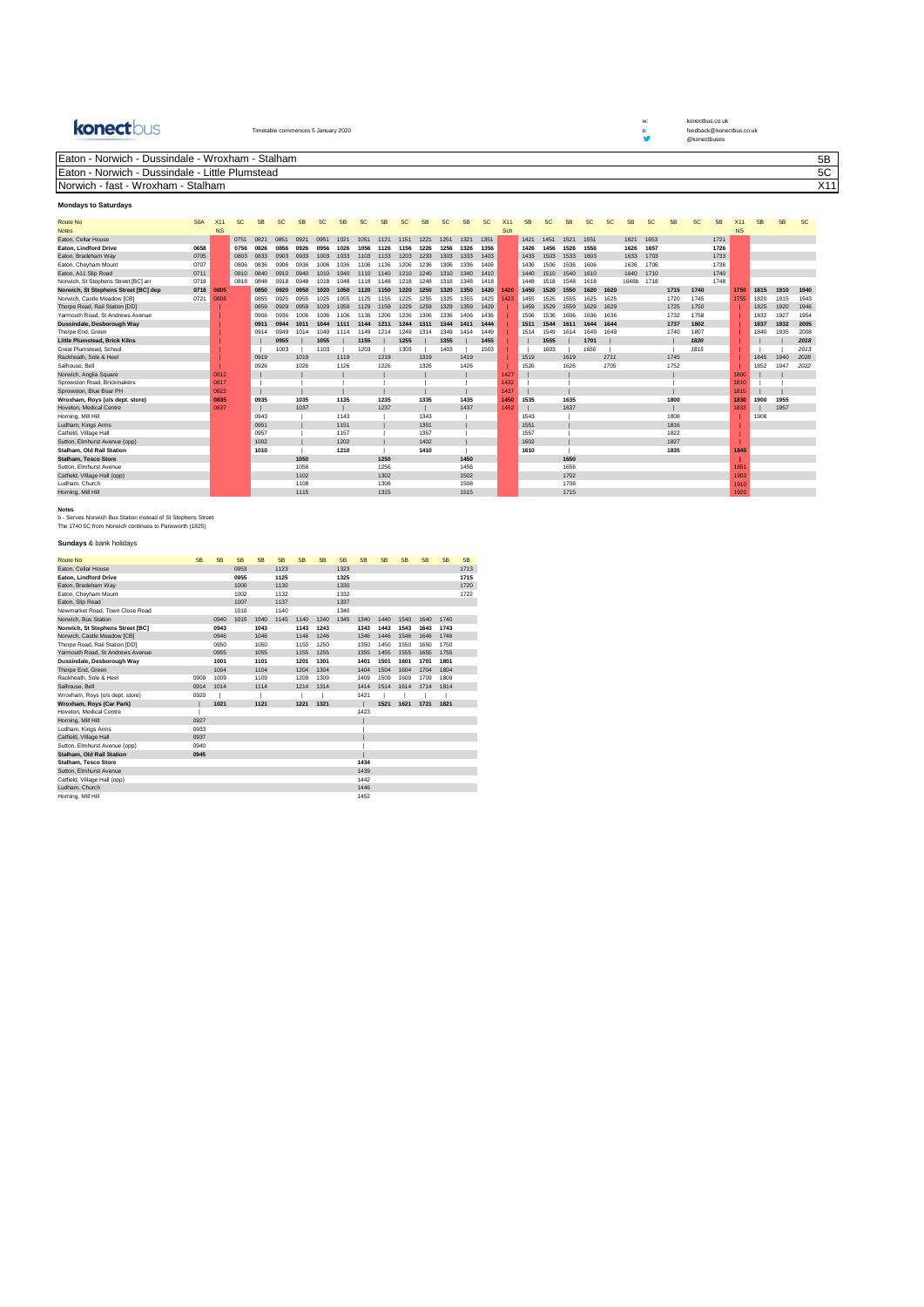**konect**bus

Timetable commences 5 January 2020

w: konectbus.co.uk
e: feedback@konectbus.co.uk
@konectbuses

| | |
|---|---|
| Eaton - Norwich - Dussindale - Wroxham - Stalham | 5B |
| Eaton - Norwich - Dussindale - Little Plumstead | 5C |
| Norwich - fast - Wroxham - Stalham | X11 |

### Mondays to Saturdays

| Route No | 50A | X11 | 5C | 5B | 5C | 5B | 5C | 5B | 5C | 5B | 5C | 5B | 5C | 5B | 5C | X11 | 5B | 5C | 5B | 5C | 5C | 5B | 5C | 5B | 5C | 5B | X11 | 5B | 5B | 5C |
|---|---|---|---|---|---|---|---|---|---|---|---|---|---|---|---|---|---|---|---|---|---|---|---|---|---|---|---|---|---|---|
| Notes | | NS | | | | | | | | | | | | | | Sch | | | | | | | | | | | NS | | | |
| Eaton, Cellar House | | | 0751 | 0821 | 0851 | 0921 | 0951 | 1021 | 1051 | 1121 | 1151 | 1221 | 1251 | 1321 | 1351 | | 1421 | 1451 | 1521 | 1551 | | 1621 | 1653 | | | 1721 | | | | |
| **Eaton, Lindford Drive** | 0658 | | 0756 | 0826 | 0856 | 0926 | 0956 | 1026 | 1056 | 1126 | 1156 | 1226 | 1256 | 1326 | 1356 | | 1426 | 1456 | 1526 | 1556 | | 1626 | 1657 | | | 1726 | | | | |
| Eaton, Bradeham Way | 0705 | | 0803 | 0833 | 0903 | 0933 | 1003 | 1033 | 1103 | 1133 | 1203 | 1233 | 1303 | 1333 | 1403 | | 1433 | 1503 | 1533 | 1603 | | 1633 | 1703 | | | 1733 | | | | |
| Eaton, Cheyham Mount | 0707 | | 0806 | 0836 | 0906 | 0936 | 1006 | 1036 | 1106 | 1136 | 1206 | 1236 | 1306 | 1336 | 1406 | | 1436 | 1506 | 1536 | 1606 | | 1636 | 1706 | | | 1736 | | | | |
| Eaton, A11 Slip Road | 0711 | | 0810 | 0840 | 0910 | 0940 | 1010 | 1040 | 1110 | 1140 | 1210 | 1240 | 1310 | 1340 | 1410 | | 1440 | 1510 | 1540 | 1610 | | 1640 | 1710 | | | 1740 | | | | |
| Norwich, St Stephens Street [BC] arr | 0718 | | 0818 | 0848 | 0918 | 0948 | 1018 | 1048 | 1118 | 1148 | 1218 | 1248 | 1318 | 1348 | 1418 | | 1448 | 1518 | 1548 | 1618 | | 1648b | 1718 | | | 1748 | | | | |
| **Norwich, St Stephens Street [BC] dep** | 0718 | 0805 | | 0850 | 0920 | 0950 | 1020 | 1050 | 1120 | 1150 | 1220 | 1250 | 1320 | 1350 | 1420 | 1420 | 1450 | 1520 | 1550 | 1620 | 1620 | | | 1715 | 1740 | | 1750 | 1815 | 1910 | 1940 |
| Norwich, Castle Meadow [CB] | 0721 | 0808 | | 0855 | 0925 | 0955 | 1025 | 1055 | 1125 | 1155 | 1225 | 1255 | 1325 | 1355 | 1425 | 1423 | 1455 | 1525 | 1555 | 1625 | 1625 | | | 1720 | 1745 | | 1755 | 1820 | 1915 | 1943 |
| Thorpe Road, Rail Station [DD] | | \| | | 0859 | 0929 | 0959 | 1029 | 1059 | 1129 | 1159 | 1229 | 1259 | 1329 | 1359 | 1429 | \| | 1459 | 1529 | 1559 | 1629 | 1629 | | | 1725 | 1750 | | \| | 1825 | 1920 | 1946 |
| Yarmouth Road, St Andrews Avenue | | \| | | 0906 | 0936 | 1006 | 1036 | 1106 | 1136 | 1206 | 1236 | 1306 | 1336 | 1406 | 1436 | \| | 1506 | 1536 | 1606 | 1636 | 1636 | | | 1732 | 1758 | | \| | 1832 | 1927 | 1954 |
| **Dussindale, Desborough Way** | | \| | | 0911 | 0944 | 1011 | 1044 | 1111 | 1144 | 1211 | 1244 | 1311 | 1344 | 1411 | 1444 | \| | 1511 | 1544 | 1611 | 1644 | 1644 | | | 1737 | 1802 | | \| | 1837 | 1932 | 2005 |
| Thorpe End, Green | | \| | | 0914 | 0949 | 1014 | 1049 | 1114 | 1149 | 1214 | 1249 | 1314 | 1349 | 1414 | 1449 | \| | 1514 | 1549 | 1614 | 1649 | 1649 | | | 1740 | 1807 | | \| | 1840 | 1935 | 2008 |
| **Little Plumstead, Brick Kilns** | | \| | | \| | 0955 | \| | 1055 | \| | 1155 | \| | 1255 | \| | 1355 | \| | 1455 | \| | \| | 1555 | \| | 1701 | \| | | | \| | *1820* | | \| | \| | \| | 2018 |
| Great Plumstead, School | | \| | | \| | 1003 | \| | 1103 | \| | 1203 | \| | 1303 | \| | 1403 | \| | 1503 | \| | \| | 1603 | \| | *1656* | \| | | | \| | *1815* | | \| | \| | \| | *2013* |
| Rackheath, Sole & Heel | | \| | | 0919 | | 1019 | | 1119 | | 1219 | | 1319 | | 1419 | | \| | 1519 | | 1619 | | *1711* | | | 1745 | | | \| | 1845 | 1940 | *2028* |
| Salhouse, Bell | | \| | | 0926 | | 1026 | | 1126 | | 1226 | | 1326 | | 1426 | | \| | 1526 | | 1626 | | *1705* | | | 1752 | | | \| | 1852 | 1947 | *2022* |
| Norwich, Anglia Square | | 0812 | | \| | | \| | | \| | | \| | | \| | | \| | | 1427 | \| | | \| | | | | | \| | | | 1800 | \| | \| | |
| Sprowston Road, Brickmakers | | 0817 | | \| | | \| | | \| | | \| | | \| | | \| | | 1432 | \| | | \| | | | | | \| | | | 1810 | \| | \| | |
| Sprowston, Blue Boar PH | | 0822 | | \| | | \| | | \| | | \| | | \| | | \| | | 1437 | \| | | \| | | | | | \| | | | 1815 | \| | \| | |
| **Wroxham, Roys (o/s dept. store)** | | 0835 | | 0935 | | 1035 | | 1135 | | 1235 | | 1335 | | 1435 | | 1450 | 1535 | | 1635 | | | | | 1800 | | | 1830 | 1900 | 1955 | |
| Hoveton, Medical Centre | | 0837 | | \| | | 1037 | | \| | | 1237 | | \| | | 1437 | | 1452 | \| | | 1637 | | | | | \| | | | 1833 | \| | 1957 | |
| Horning, Mill Hill | | | | 0943 | | | | 1143 | | | | 1343 | | | | | 1543 | | | | | | | 1808 | | | \| | 1908 | | |
| Ludham, Kings Arms | | | | 0951 | | | | 1151 | | | | 1351 | | | | | 1551 | | | | | | | 1816 | | | \| | | | |
| Catfield, Village Hall | | | | 0957 | | | | 1157 | | | | 1357 | | | | | 1557 | | | | | | | 1822 | | | \| | | | |
| Sutton, Elmhurst Avenue (opp) | | | | 1002 | | | | 1202 | | | | 1402 | | | | | 1602 | | | | | | | 1827 | | | \| | | | |
| **Stalham, Old Rail Station** | | | | 1010 | | | | 1210 | | | | 1410 | | | | | 1610 | | | | | | | 1835 | | | 1845 | | | |
| **Stalham, Tesco Store** | | | | | | 1050 | | | | 1250 | | | | 1450 | | | | | 1650 | | | | | | | | \| | | | |
| Sutton, Elmhurst Avenue | | | | | | 1056 | | | | 1256 | | | | 1456 | | | | | 1656 | | | | | | | | 1851 | | | |
| Catfield, Village Hall (opp) | | | | | | 1102 | | | | 1302 | | | | 1502 | | | | | 1702 | | | | | | | | 1903 | | | |
| Ludham, Church | | | | | | 1108 | | | | 1308 | | | | 1508 | | | | | 1708 | | | | | | | | 1910 | | | |
| Horning, Mill Hill | | | | | | 1115 | | | | 1315 | | | | 1515 | | | | | 1715 | | | | | | | | 1920 | | | |

**Notes**

b - Serves Norwich Bus Station instead of St Stephens Street

The 1740 5C from Norwich continues to Panxworth (1825)

### **Sundays** & bank holidays

| Route No | 5B | 5B | 5B | 5B | 5B | 5B | 5B | 5B | 5B | 5B | 5B | 5B | 5B | 5B |
|---|---|---|---|---|---|---|---|---|---|---|---|---|---|---|
| Eaton, Cellar House | | | 0953 | | 1123 | | | 1323 | | | | | | 1713 |
| **Eaton, Lindford Drive** | | | 0955 | | 1125 | | | 1325 | | | | | | 1715 |
| Eaton, Bradeham Way | | | 1000 | | 1130 | | | 1330 | | | | | | 1720 |
| Eaton, Cheyham Mount | | | 1002 | | 1132 | | | 1332 | | | | | | 1722 |
| Eaton, Slip Road | | | 1007 | | 1137 | | | 1337 | | | | | | |
| Newmarket Road, Town Close Road | | | 1010 | | 1140 | | | 1340 | | | | | | |
| Norwich, Bus Station | | 0940 | 1015 | 1040 | 1145 | 1140 | 1240 | 1345 | 1340 | 1440 | 1540 | 1640 | 1740 | |
| **Norwich, St Stephens Street [BC]** | | 0943 | | 1043 | | 1143 | 1243 | | 1343 | 1443 | 1543 | 1643 | 1743 | |
| Norwich, Castle Meadow [CB] | | 0946 | | 1046 | | 1146 | 1246 | | 1346 | 1446 | 1546 | 1646 | 1746 | |
| Thorpe Road, Rail Station [DD] | | 0950 | | 1050 | | 1150 | 1250 | | 1350 | 1450 | 1550 | 1650 | 1750 | |
| Yarmouth Road, St Andrews Avenue | | 0955 | | 1055 | | 1155 | 1255 | | 1355 | 1455 | 1555 | 1655 | 1755 | |
| **Dussindale, Desborough Way** | | 1001 | | 1101 | | 1201 | 1301 | | 1401 | 1501 | 1601 | 1701 | 1801 | |
| Thorpe End, Green | | 1004 | | 1104 | | 1204 | 1304 | | 1404 | 1504 | 1604 | 1704 | 1804 | |
| Rackheath, Sole & Heel | 0909 | 1009 | | 1109 | | 1209 | 1309 | | 1409 | 1509 | 1609 | 1709 | 1809 | |
| Salhouse, Bell | 0914 | 1014 | | 1114 | | 1214 | 1314 | | 1414 | 1514 | 1614 | 1714 | 1814 | |
| Wroxham, Roys (o/s dept. store) | 0920 | \| | | \| | | \| | \| | | 1421 | \| | \| | \| | \| | |
| **Wroxham, Roys (Car Park)** | \| | 1021 | | 1121 | | 1221 | 1321 | | \| | 1521 | 1621 | 1721 | 1821 | |
| Hoveton, Medical Centre | \| | | | | | | | | 1423 | | | | | |
| Horning, Mill Hill | 0927 | | | | | | | | \| | | | | |
| Ludham, Kings Arms | 0933 | | | | | | | | \| | | | | |
| Catfield, Village Hall | 0937 | | | | | | | | \| | | | | |
| Sutton, Elmhurst Avenue (opp) | 0940 | | | | | | | | \| | | | | |
| **Stalham, Old Rail Station** | 0945 | | | | | | | | \| | | | | |
| **Stalham, Tesco Store** | | | | | | | | | 1434 | | | | | |
| Sutton, Elmhurst Avenue | | | | | | | | | 1439 | | | | | |
| Catfield, Village Hall (opp) | | | | | | | | | 1442 | | | | | |
| Ludham, Church | | | | | | | | | 1446 | | | | | |
| Horning, Mill Hill | | | | | | | | | 1452 | | | | | |